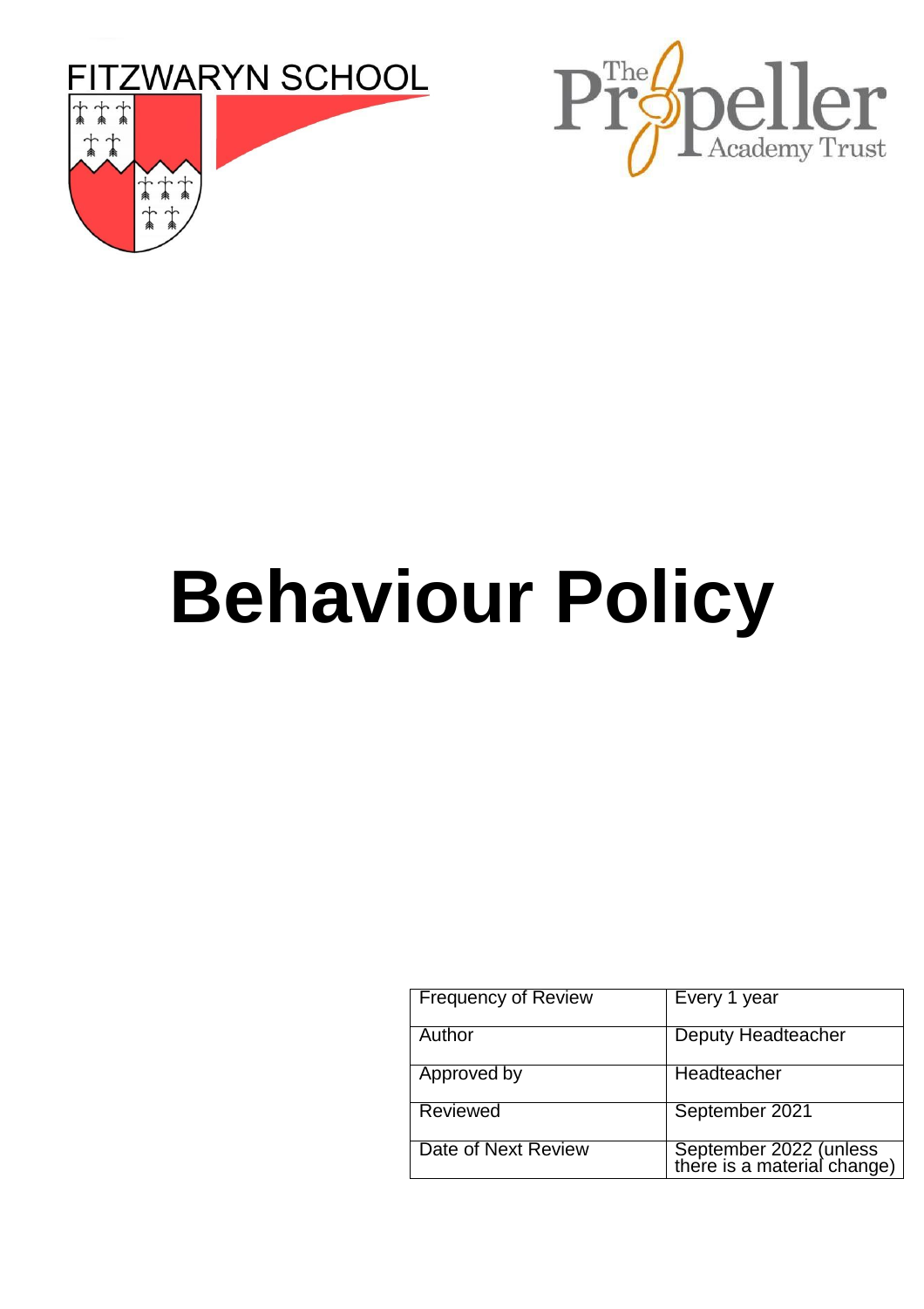FITZWARYN SCHOOL

The Propeller Academy Trust

# Behaviour Policy

| Frequency of Review | Every 1 year |
|---|---|
| Author | Deputy Headteacher |
| Approved by | Headteacher |
| Reviewed | September 2021 |
| Date of Next Review | September 2022 (unless there is a material change) |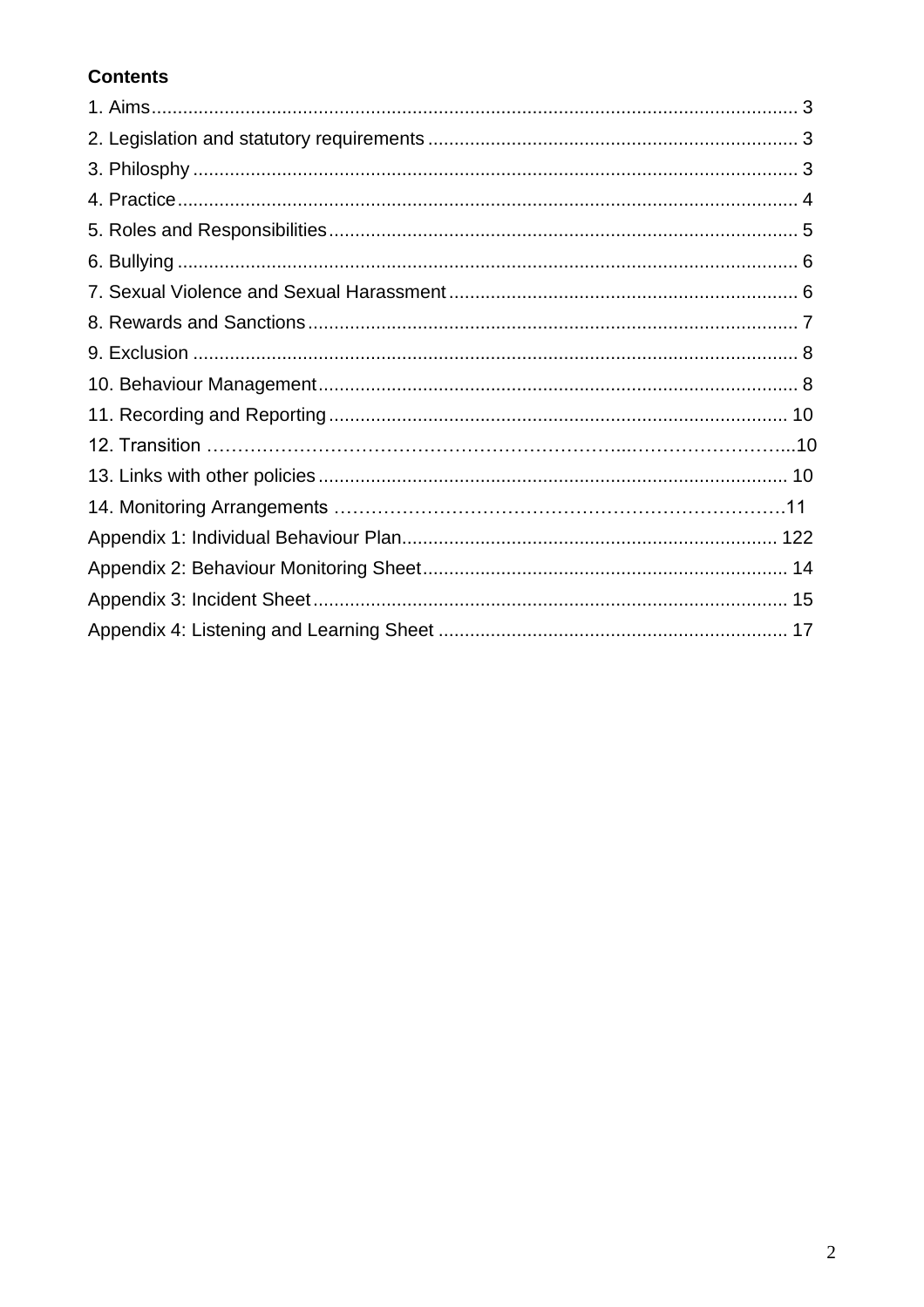**Contents**

1. Aims ........................................................................................................................ 3
2. Legislation and statutory requirements ...................................................................... 3
3. Philosphy ................................................................................................................. 3
4. Practice .................................................................................................................... 4
5. Roles and Responsibilities ......................................................................................... 5
6. Bullying .................................................................................................................... 6
7. Sexual Violence and Sexual Harassment ................................................................... 6
8. Rewards and Sanctions ............................................................................................. 7
9. Exclusion ................................................................................................................. 8
10. Behaviour Management ........................................................................................... 8
11. Recording and Reporting ........................................................................................ 10
12. Transition ..............................................................................................................10
13. Links with other policies ......................................................................................... 10
14. Monitoring Arrangements ..........................................................................................11

Appendix 1: Individual Behaviour Plan ......................................................................... 122

Appendix 2: Behaviour Monitoring Sheet ...................................................................... 14

Appendix 3: Incident Sheet ........................................................................................... 15

Appendix 4: Listening and Learning Sheet ..................................................................... 17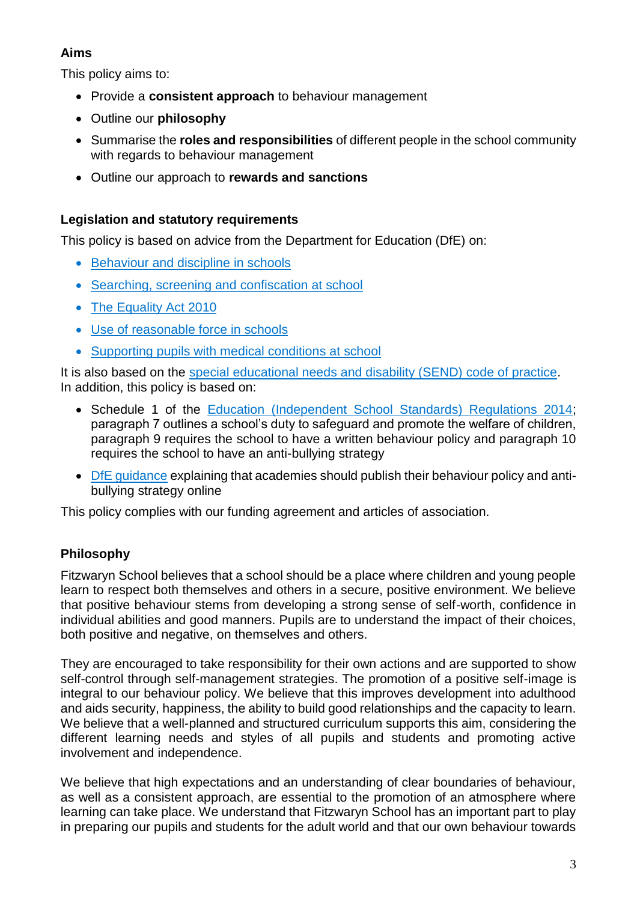## Aims

This policy aims to:

- Provide a **consistent approach** to behaviour management
- Outline our **philosophy**
- Summarise the **roles and responsibilities** of different people in the school community with regards to behaviour management
- Outline our approach to **rewards and sanctions**

## Legislation and statutory requirements

This policy is based on advice from the Department for Education (DfE) on:

- Behaviour and discipline in schools
- Searching, screening and confiscation at school
- The Equality Act 2010
- Use of reasonable force in schools
- Supporting pupils with medical conditions at school

It is also based on the special educational needs and disability (SEND) code of practice. In addition, this policy is based on:

- Schedule 1 of the Education (Independent School Standards) Regulations 2014; paragraph 7 outlines a school's duty to safeguard and promote the welfare of children, paragraph 9 requires the school to have a written behaviour policy and paragraph 10 requires the school to have an anti-bullying strategy
- DfE guidance explaining that academies should publish their behaviour policy and anti-bullying strategy online

This policy complies with our funding agreement and articles of association.

## Philosophy

Fitzwaryn School believes that a school should be a place where children and young people learn to respect both themselves and others in a secure, positive environment. We believe that positive behaviour stems from developing a strong sense of self-worth, confidence in individual abilities and good manners. Pupils are to understand the impact of their choices, both positive and negative, on themselves and others.

They are encouraged to take responsibility for their own actions and are supported to show self-control through self-management strategies. The promotion of a positive self-image is integral to our behaviour policy. We believe that this improves development into adulthood and aids security, happiness, the ability to build good relationships and the capacity to learn. We believe that a well-planned and structured curriculum supports this aim, considering the different learning needs and styles of all pupils and students and promoting active involvement and independence.

We believe that high expectations and an understanding of clear boundaries of behaviour, as well as a consistent approach, are essential to the promotion of an atmosphere where learning can take place. We understand that Fitzwaryn School has an important part to play in preparing our pupils and students for the adult world and that our own behaviour towards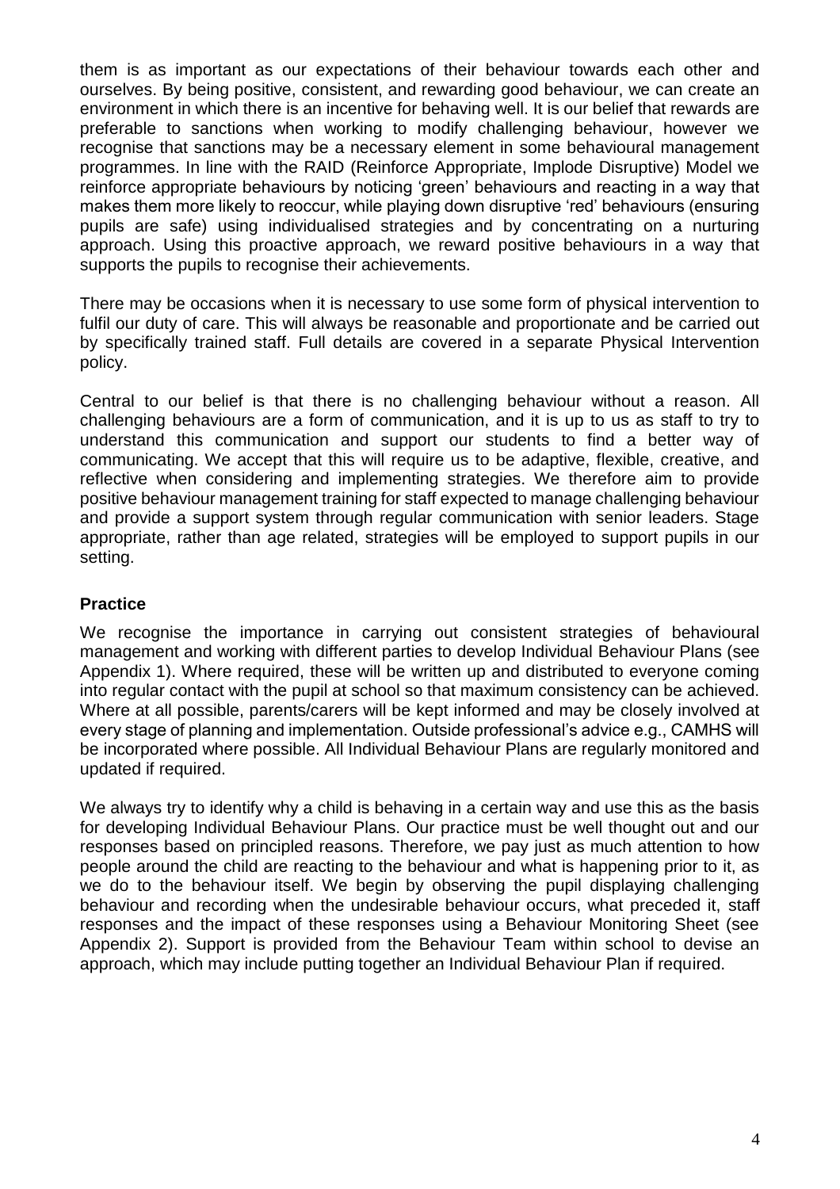them is as important as our expectations of their behaviour towards each other and ourselves. By being positive, consistent, and rewarding good behaviour, we can create an environment in which there is an incentive for behaving well. It is our belief that rewards are preferable to sanctions when working to modify challenging behaviour, however we recognise that sanctions may be a necessary element in some behavioural management programmes. In line with the RAID (Reinforce Appropriate, Implode Disruptive) Model we reinforce appropriate behaviours by noticing 'green' behaviours and reacting in a way that makes them more likely to reoccur, while playing down disruptive 'red' behaviours (ensuring pupils are safe) using individualised strategies and by concentrating on a nurturing approach. Using this proactive approach, we reward positive behaviours in a way that supports the pupils to recognise their achievements.

There may be occasions when it is necessary to use some form of physical intervention to fulfil our duty of care. This will always be reasonable and proportionate and be carried out by specifically trained staff. Full details are covered in a separate Physical Intervention policy.

Central to our belief is that there is no challenging behaviour without a reason. All challenging behaviours are a form of communication, and it is up to us as staff to try to understand this communication and support our students to find a better way of communicating. We accept that this will require us to be adaptive, flexible, creative, and reflective when considering and implementing strategies. We therefore aim to provide positive behaviour management training for staff expected to manage challenging behaviour and provide a support system through regular communication with senior leaders. Stage appropriate, rather than age related, strategies will be employed to support pupils in our setting.

## Practice

We recognise the importance in carrying out consistent strategies of behavioural management and working with different parties to develop Individual Behaviour Plans (see Appendix 1). Where required, these will be written up and distributed to everyone coming into regular contact with the pupil at school so that maximum consistency can be achieved. Where at all possible, parents/carers will be kept informed and may be closely involved at every stage of planning and implementation. Outside professional's advice e.g., CAMHS will be incorporated where possible. All Individual Behaviour Plans are regularly monitored and updated if required.

We always try to identify why a child is behaving in a certain way and use this as the basis for developing Individual Behaviour Plans. Our practice must be well thought out and our responses based on principled reasons. Therefore, we pay just as much attention to how people around the child are reacting to the behaviour and what is happening prior to it, as we do to the behaviour itself. We begin by observing the pupil displaying challenging behaviour and recording when the undesirable behaviour occurs, what preceded it, staff responses and the impact of these responses using a Behaviour Monitoring Sheet (see Appendix 2). Support is provided from the Behaviour Team within school to devise an approach, which may include putting together an Individual Behaviour Plan if required.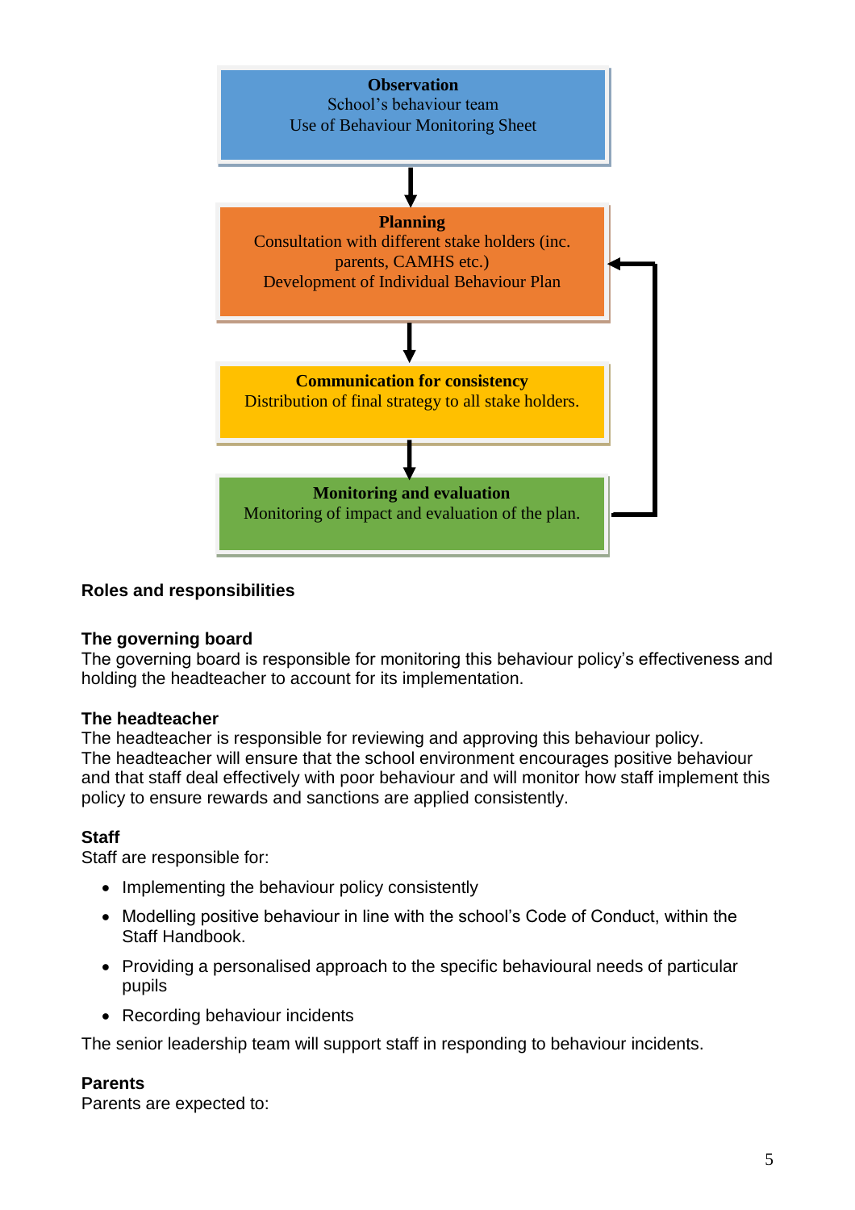**Observation**
School's behaviour team
Use of Behaviour Monitoring Sheet

↓

**Planning**
Consultation with different stake holders (inc. parents, CAMHS etc.)
Development of Individual Behaviour Plan

↓

**Communication for consistency**
Distribution of final strategy to all stake holders.

↓

**Monitoring and evaluation**
Monitoring of impact and evaluation of the plan.

(Monitoring and evaluation → back to Planning)

## Roles and responsibilities

### The governing board

The governing board is responsible for monitoring this behaviour policy's effectiveness and holding the headteacher to account for its implementation.

### The headteacher

The headteacher is responsible for reviewing and approving this behaviour policy.
The headteacher will ensure that the school environment encourages positive behaviour and that staff deal effectively with poor behaviour and will monitor how staff implement this policy to ensure rewards and sanctions are applied consistently.

### Staff

Staff are responsible for:

- Implementing the behaviour policy consistently
- Modelling positive behaviour in line with the school's Code of Conduct, within the Staff Handbook.
- Providing a personalised approach to the specific behavioural needs of particular pupils
- Recording behaviour incidents

The senior leadership team will support staff in responding to behaviour incidents.

### Parents

Parents are expected to: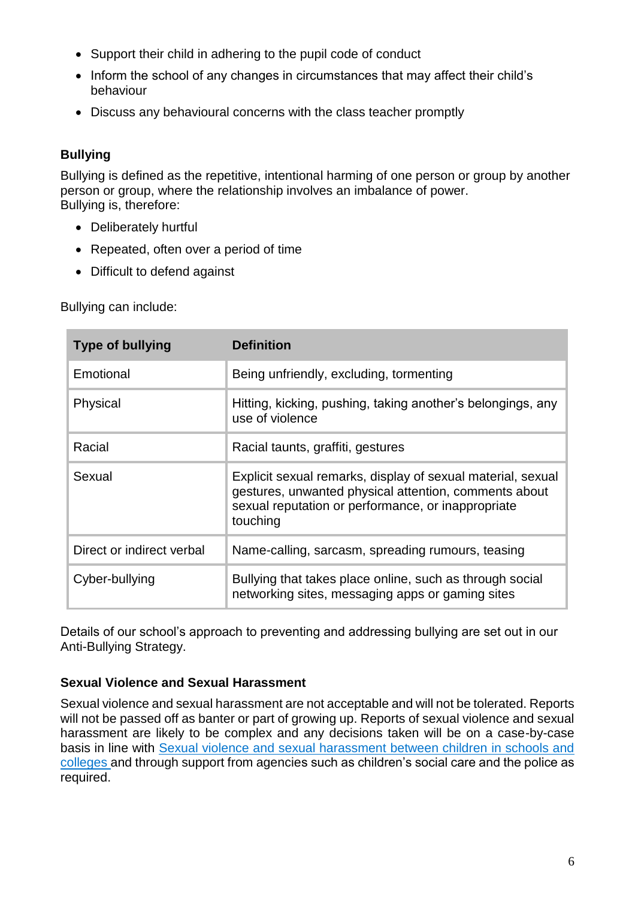- Support their child in adhering to the pupil code of conduct
- Inform the school of any changes in circumstances that may affect their child's behaviour
- Discuss any behavioural concerns with the class teacher promptly

### Bullying

Bullying is defined as the repetitive, intentional harming of one person or group by another person or group, where the relationship involves an imbalance of power.
Bullying is, therefore:

- Deliberately hurtful
- Repeated, often over a period of time
- Difficult to defend against

Bullying can include:

| Type of bullying | Definition |
|---|---|
| Emotional | Being unfriendly, excluding, tormenting |
| Physical | Hitting, kicking, pushing, taking another's belongings, any use of violence |
| Racial | Racial taunts, graffiti, gestures |
| Sexual | Explicit sexual remarks, display of sexual material, sexual gestures, unwanted physical attention, comments about sexual reputation or performance, or inappropriate touching |
| Direct or indirect verbal | Name-calling, sarcasm, spreading rumours, teasing |
| Cyber-bullying | Bullying that takes place online, such as through social networking sites, messaging apps or gaming sites |

Details of our school's approach to preventing and addressing bullying are set out in our Anti-Bullying Strategy.

### Sexual Violence and Sexual Harassment

Sexual violence and sexual harassment are not acceptable and will not be tolerated. Reports will not be passed off as banter or part of growing up. Reports of sexual violence and sexual harassment are likely to be complex and any decisions taken will be on a case-by-case basis in line with [Sexual violence and sexual harassment between children in schools and colleges]() and through support from agencies such as children's social care and the police as required.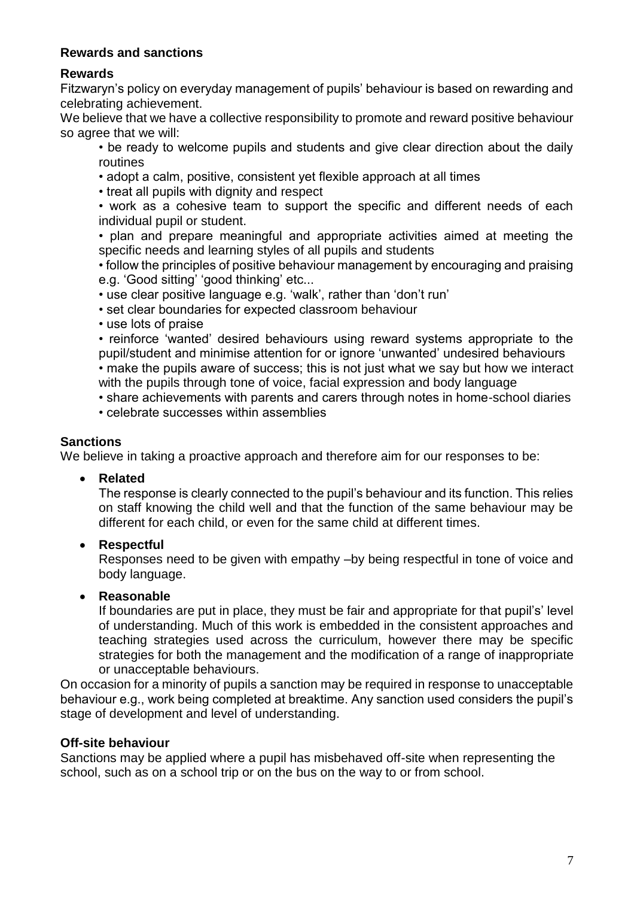## Rewards and sanctions

### Rewards

Fitzwaryn's policy on everyday management of pupils' behaviour is based on rewarding and celebrating achievement.

We believe that we have a collective responsibility to promote and reward positive behaviour so agree that we will:

- be ready to welcome pupils and students and give clear direction about the daily routines
- adopt a calm, positive, consistent yet flexible approach at all times
- treat all pupils with dignity and respect
- work as a cohesive team to support the specific and different needs of each individual pupil or student.
- plan and prepare meaningful and appropriate activities aimed at meeting the specific needs and learning styles of all pupils and students
- follow the principles of positive behaviour management by encouraging and praising e.g. 'Good sitting' 'good thinking' etc...
- use clear positive language e.g. 'walk', rather than 'don't run'
- set clear boundaries for expected classroom behaviour
- use lots of praise
- reinforce 'wanted' desired behaviours using reward systems appropriate to the pupil/student and minimise attention for or ignore 'unwanted' undesired behaviours
- make the pupils aware of success; this is not just what we say but how we interact with the pupils through tone of voice, facial expression and body language
- share achievements with parents and carers through notes in home-school diaries
- celebrate successes within assemblies

### Sanctions

We believe in taking a proactive approach and therefore aim for our responses to be:

- **Related**

  The response is clearly connected to the pupil's behaviour and its function. This relies on staff knowing the child well and that the function of the same behaviour may be different for each child, or even for the same child at different times.

- **Respectful**

  Responses need to be given with empathy –by being respectful in tone of voice and body language.

- **Reasonable**

  If boundaries are put in place, they must be fair and appropriate for that pupil's' level of understanding. Much of this work is embedded in the consistent approaches and teaching strategies used across the curriculum, however there may be specific strategies for both the management and the modification of a range of inappropriate or unacceptable behaviours.

On occasion for a minority of pupils a sanction may be required in response to unacceptable behaviour e.g., work being completed at breaktime. Any sanction used considers the pupil's stage of development and level of understanding.

### Off-site behaviour

Sanctions may be applied where a pupil has misbehaved off-site when representing the school, such as on a school trip or on the bus on the way to or from school.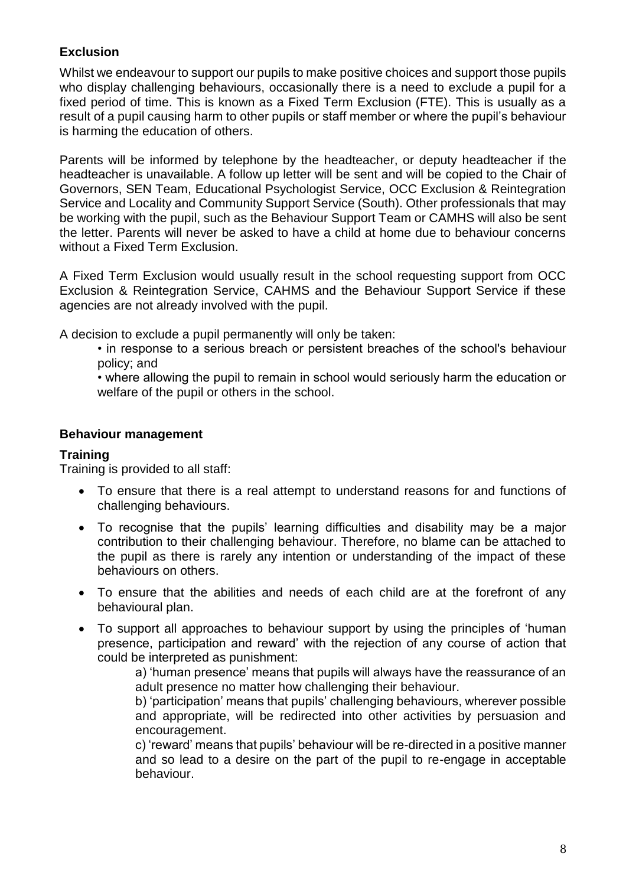## Exclusion

Whilst we endeavour to support our pupils to make positive choices and support those pupils who display challenging behaviours, occasionally there is a need to exclude a pupil for a fixed period of time. This is known as a Fixed Term Exclusion (FTE). This is usually as a result of a pupil causing harm to other pupils or staff member or where the pupil's behaviour is harming the education of others.

Parents will be informed by telephone by the headteacher, or deputy headteacher if the headteacher is unavailable. A follow up letter will be sent and will be copied to the Chair of Governors, SEN Team, Educational Psychologist Service, OCC Exclusion & Reintegration Service and Locality and Community Support Service (South). Other professionals that may be working with the pupil, such as the Behaviour Support Team or CAMHS will also be sent the letter. Parents will never be asked to have a child at home due to behaviour concerns without a Fixed Term Exclusion.

A Fixed Term Exclusion would usually result in the school requesting support from OCC Exclusion & Reintegration Service, CAHMS and the Behaviour Support Service if these agencies are not already involved with the pupil.

A decision to exclude a pupil permanently will only be taken:

- in response to a serious breach or persistent breaches of the school's behaviour policy; and
- where allowing the pupil to remain in school would seriously harm the education or welfare of the pupil or others in the school.

## Behaviour management

### Training

Training is provided to all staff:

- To ensure that there is a real attempt to understand reasons for and functions of challenging behaviours.
- To recognise that the pupils' learning difficulties and disability may be a major contribution to their challenging behaviour. Therefore, no blame can be attached to the pupil as there is rarely any intention or understanding of the impact of these behaviours on others.
- To ensure that the abilities and needs of each child are at the forefront of any behavioural plan.
- To support all approaches to behaviour support by using the principles of 'human presence, participation and reward' with the rejection of any course of action that could be interpreted as punishment:

  a) 'human presence' means that pupils will always have the reassurance of an adult presence no matter how challenging their behaviour.

  b) 'participation' means that pupils' challenging behaviours, wherever possible and appropriate, will be redirected into other activities by persuasion and encouragement.

  c) 'reward' means that pupils' behaviour will be re-directed in a positive manner and so lead to a desire on the part of the pupil to re-engage in acceptable behaviour.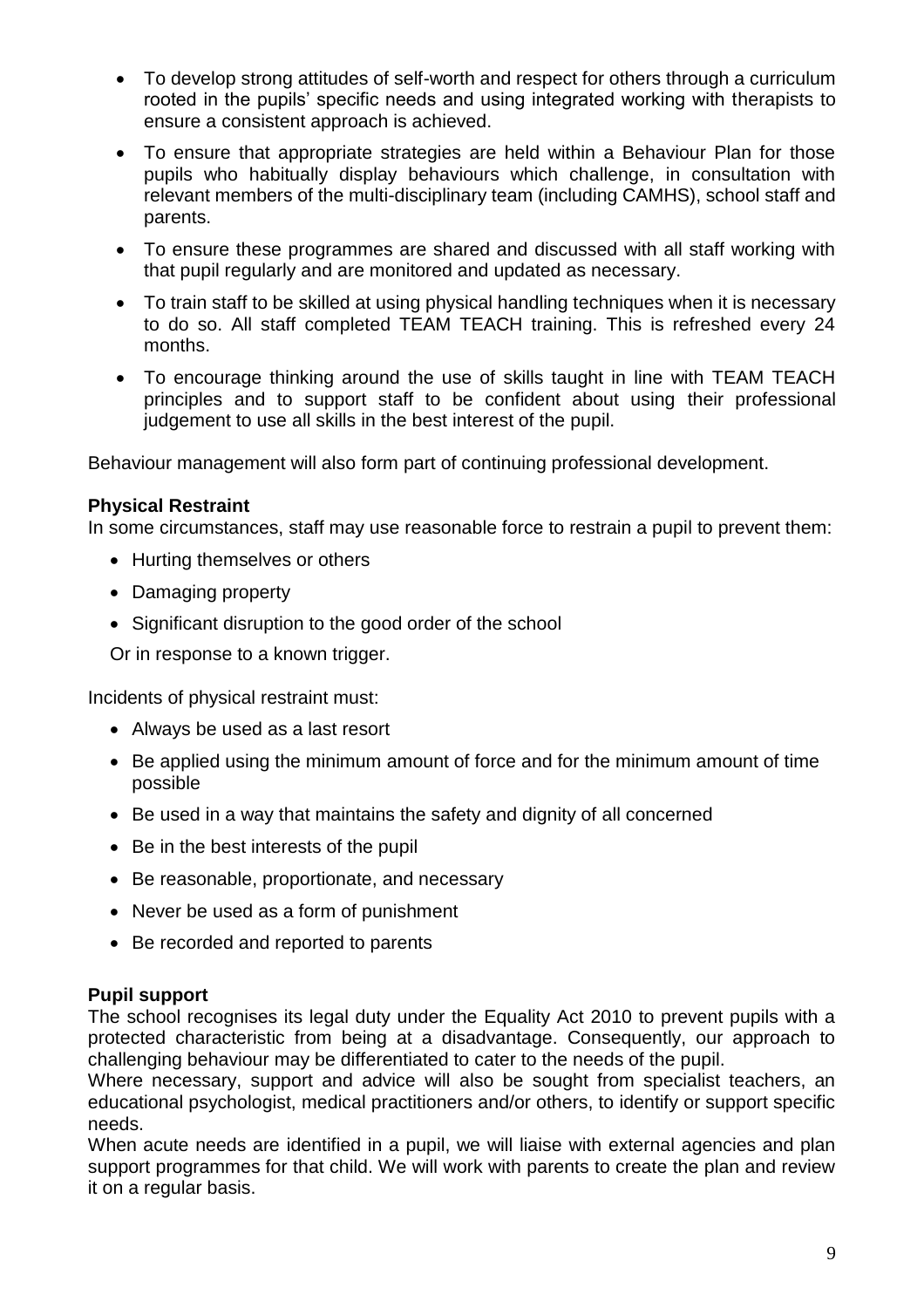- To develop strong attitudes of self-worth and respect for others through a curriculum rooted in the pupils' specific needs and using integrated working with therapists to ensure a consistent approach is achieved.
- To ensure that appropriate strategies are held within a Behaviour Plan for those pupils who habitually display behaviours which challenge, in consultation with relevant members of the multi-disciplinary team (including CAMHS), school staff and parents.
- To ensure these programmes are shared and discussed with all staff working with that pupil regularly and are monitored and updated as necessary.
- To train staff to be skilled at using physical handling techniques when it is necessary to do so. All staff completed TEAM TEACH training. This is refreshed every 24 months.
- To encourage thinking around the use of skills taught in line with TEAM TEACH principles and to support staff to be confident about using their professional judgement to use all skills in the best interest of the pupil.

Behaviour management will also form part of continuing professional development.

**Physical Restraint**

In some circumstances, staff may use reasonable force to restrain a pupil to prevent them:

- Hurting themselves or others
- Damaging property
- Significant disruption to the good order of the school

Or in response to a known trigger.

Incidents of physical restraint must:

- Always be used as a last resort
- Be applied using the minimum amount of force and for the minimum amount of time possible
- Be used in a way that maintains the safety and dignity of all concerned
- Be in the best interests of the pupil
- Be reasonable, proportionate, and necessary
- Never be used as a form of punishment
- Be recorded and reported to parents

**Pupil support**

The school recognises its legal duty under the Equality Act 2010 to prevent pupils with a protected characteristic from being at a disadvantage. Consequently, our approach to challenging behaviour may be differentiated to cater to the needs of the pupil.

Where necessary, support and advice will also be sought from specialist teachers, an educational psychologist, medical practitioners and/or others, to identify or support specific needs.

When acute needs are identified in a pupil, we will liaise with external agencies and plan support programmes for that child. We will work with parents to create the plan and review it on a regular basis.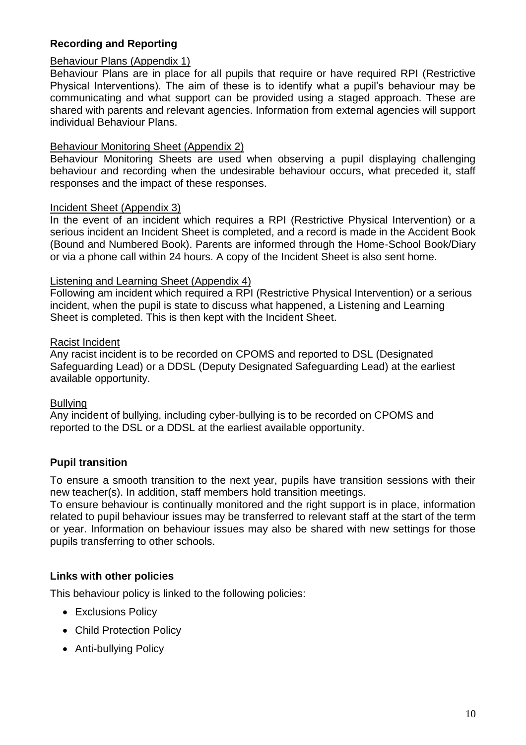## Recording and Reporting

### Behaviour Plans (Appendix 1)

Behaviour Plans are in place for all pupils that require or have required RPI (Restrictive Physical Interventions). The aim of these is to identify what a pupil's behaviour may be communicating and what support can be provided using a staged approach. These are shared with parents and relevant agencies. Information from external agencies will support individual Behaviour Plans.

### Behaviour Monitoring Sheet (Appendix 2)

Behaviour Monitoring Sheets are used when observing a pupil displaying challenging behaviour and recording when the undesirable behaviour occurs, what preceded it, staff responses and the impact of these responses.

### Incident Sheet (Appendix 3)

In the event of an incident which requires a RPI (Restrictive Physical Intervention) or a serious incident an Incident Sheet is completed, and a record is made in the Accident Book (Bound and Numbered Book). Parents are informed through the Home-School Book/Diary or via a phone call within 24 hours. A copy of the Incident Sheet is also sent home.

### Listening and Learning Sheet (Appendix 4)

Following am incident which required a RPI (Restrictive Physical Intervention) or a serious incident, when the pupil is state to discuss what happened, a Listening and Learning Sheet is completed. This is then kept with the Incident Sheet.

### Racist Incident

Any racist incident is to be recorded on CPOMS and reported to DSL (Designated Safeguarding Lead) or a DDSL (Deputy Designated Safeguarding Lead) at the earliest available opportunity.

### Bullying

Any incident of bullying, including cyber-bullying is to be recorded on CPOMS and reported to the DSL or a DDSL at the earliest available opportunity.

## Pupil transition

To ensure a smooth transition to the next year, pupils have transition sessions with their new teacher(s). In addition, staff members hold transition meetings.

To ensure behaviour is continually monitored and the right support is in place, information related to pupil behaviour issues may be transferred to relevant staff at the start of the term or year. Information on behaviour issues may also be shared with new settings for those pupils transferring to other schools.

## Links with other policies

This behaviour policy is linked to the following policies:

- Exclusions Policy
- Child Protection Policy
- Anti-bullying Policy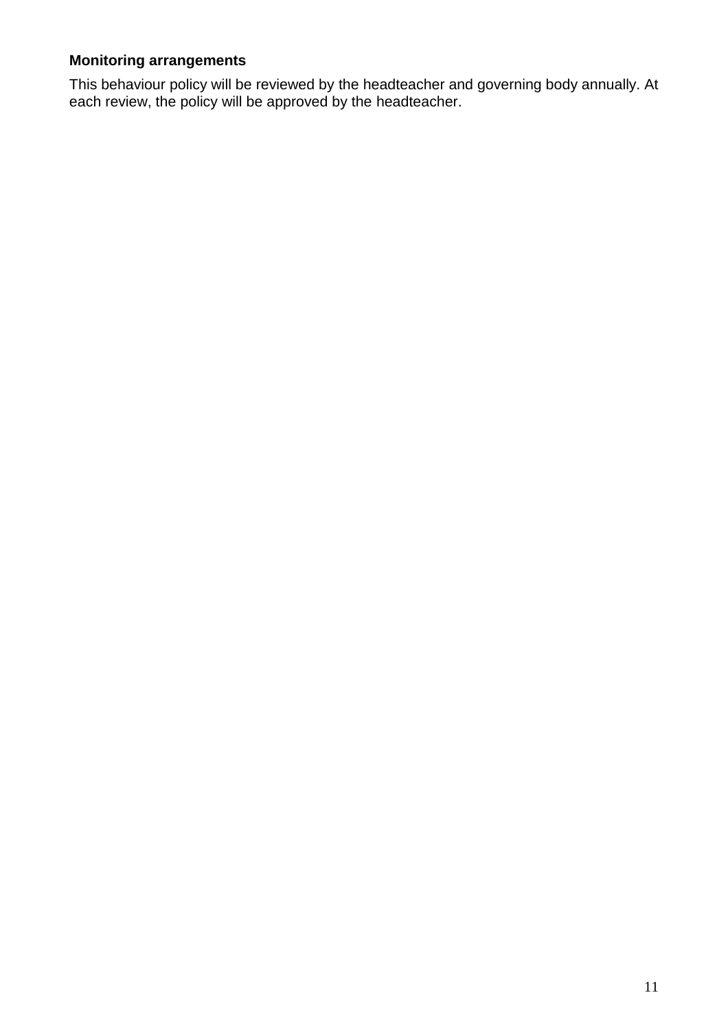**Monitoring arrangements**

This behaviour policy will be reviewed by the headteacher and governing body annually. At each review, the policy will be approved by the headteacher.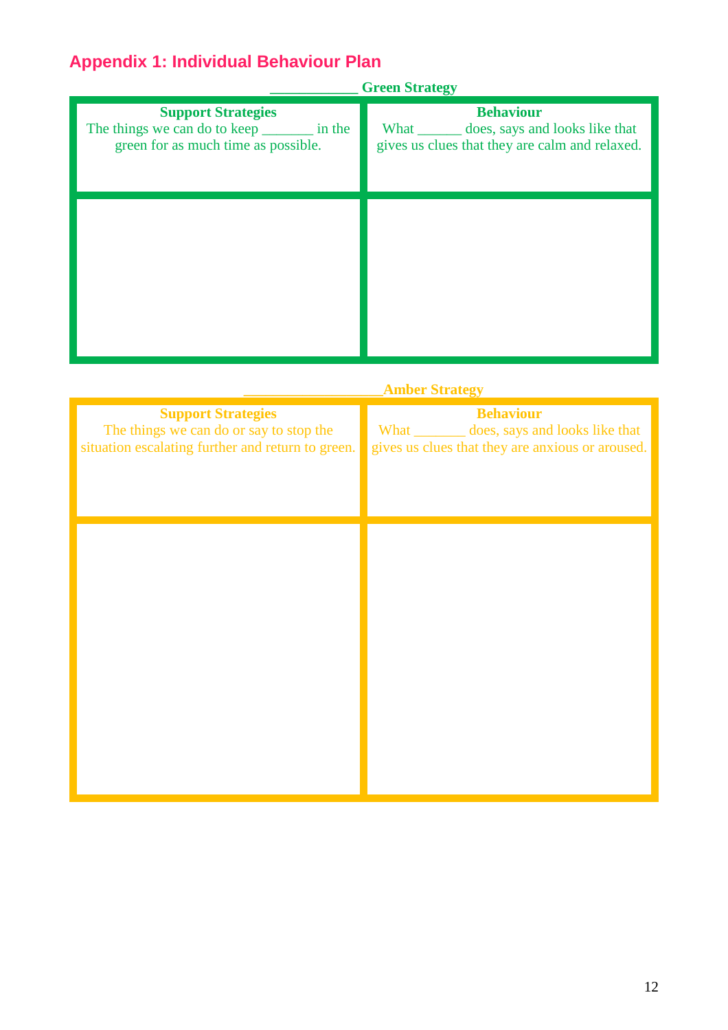## Appendix 1: Individual Behaviour Plan

___________ Green Strategy

| **Support Strategies**<br>The things we can do to keep _______ in the green for as much time as possible. | **Behaviour**<br>What ______ does, says and looks like that gives us clues that they are calm and relaxed. |
|---|---|
| | |

_________________Amber Strategy

| **Support Strategies**<br>The things we can do or say to stop the situation escalating further and return to green. | **Behaviour**<br>What _______ does, says and looks like that gives us clues that they are anxious or aroused. |
|---|---|
| | |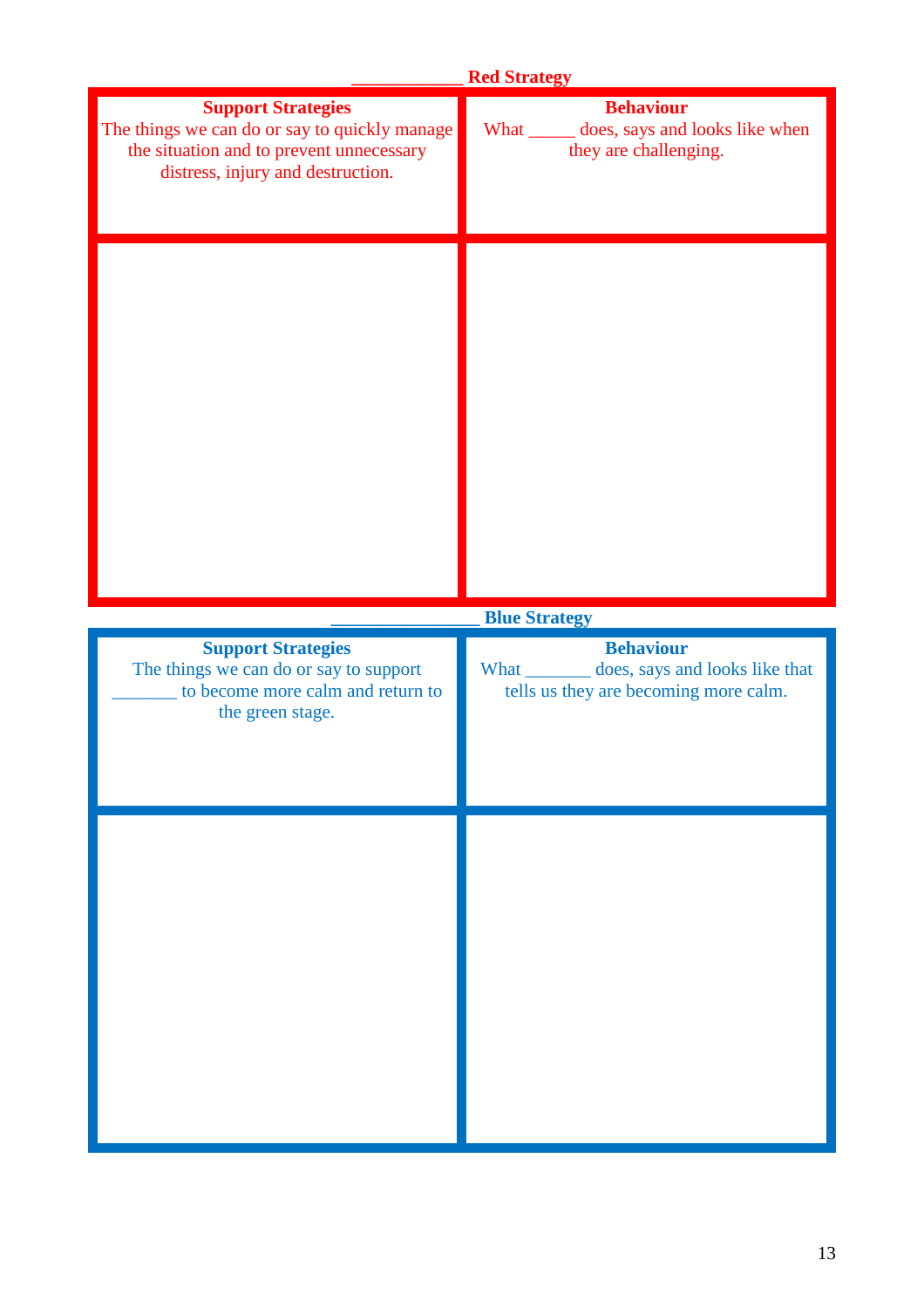### ____________ Red Strategy

| **Support Strategies**<br>The things we can do or say to quickly manage the situation and to prevent unnecessary distress, injury and destruction. | **Behaviour**<br>What _____ does, says and looks like when they are challenging. |
| --- | --- |
| | |

### ________________ Blue Strategy

| **Support Strategies**<br>The things we can do or say to support _______ to become more calm and return to the green stage. | **Behaviour**<br>What _______ does, says and looks like that tells us they are becoming more calm. |
| --- | --- |
| | |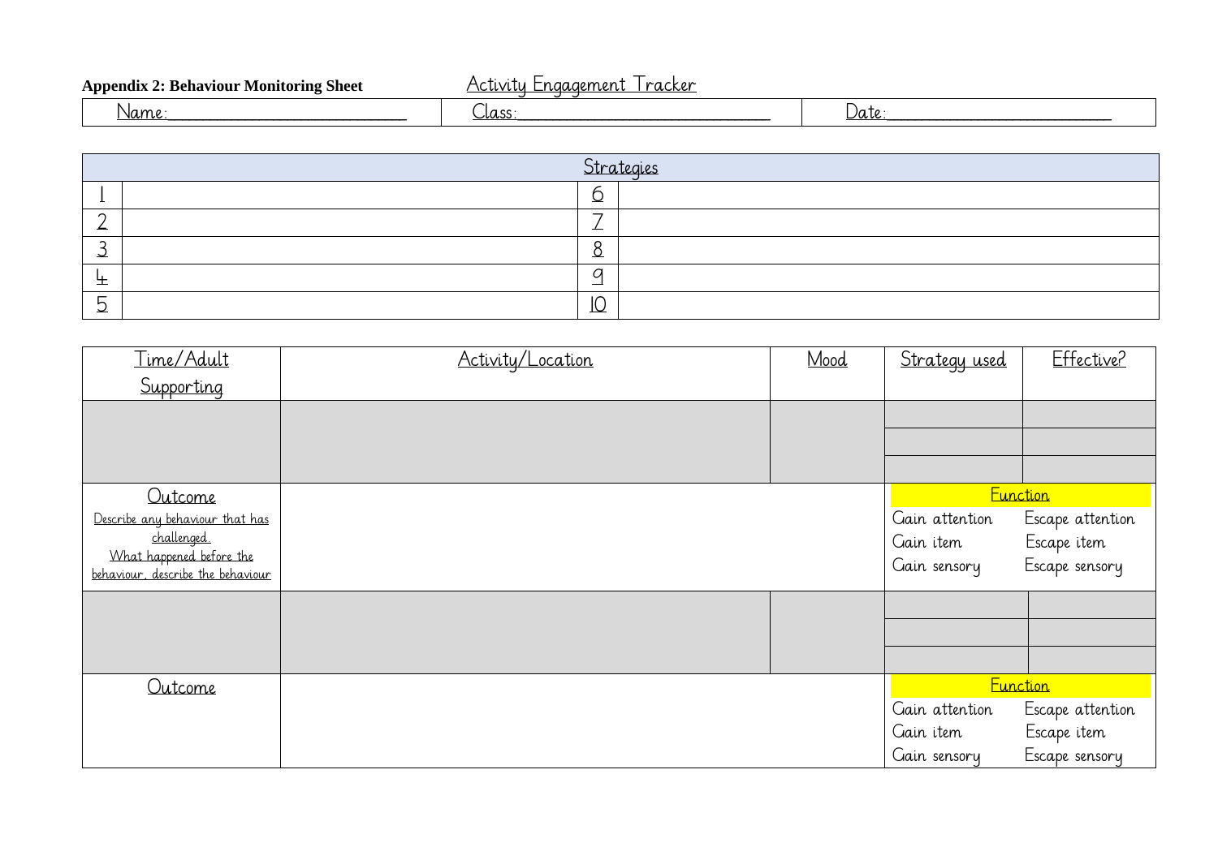**Appendix 2: Behaviour Monitoring Sheet** Activity Engagement Tracker

| Name:\_\_\_\_\_\_\_\_\_\_\_\_\_\_\_\_\_\_\_\_\_\_\_\_\_\_ | Class:\_\_\_\_\_\_\_\_\_\_\_\_\_\_\_\_\_\_\_\_\_\_\_\_\_\_\_ | Date:\_\_\_\_\_\_\_\_\_\_\_\_\_\_\_\_\_\_\_\_\_\_\_\_ |
|---|---|---|

| Strategies | | | |
|---|---|---|---|
| 1 | | 6 | |
| 2 | | 7 | |
| 3 | | 8 | |
| 4 | | 9 | |
| 5 | | 10 | |

| Time/Adult Supporting | Activity/Location | Mood | Strategy used | Effective? |
|---|---|---|---|---|
| | | | | |
| | | | | |
| | | | | |
| Outcome<br>Describe any behaviour that has challenged.<br>What happened before the behaviour, describe the behaviour | | | Function<br>Gain attention / Escape attention<br>Gain item / Escape item<br>Gain sensory / Escape sensory | |
| | | | | |
| | | | | |
| | | | | |
| Outcome | | | Function<br>Gain attention / Escape attention<br>Gain item / Escape item<br>Gain sensory / Escape sensory | |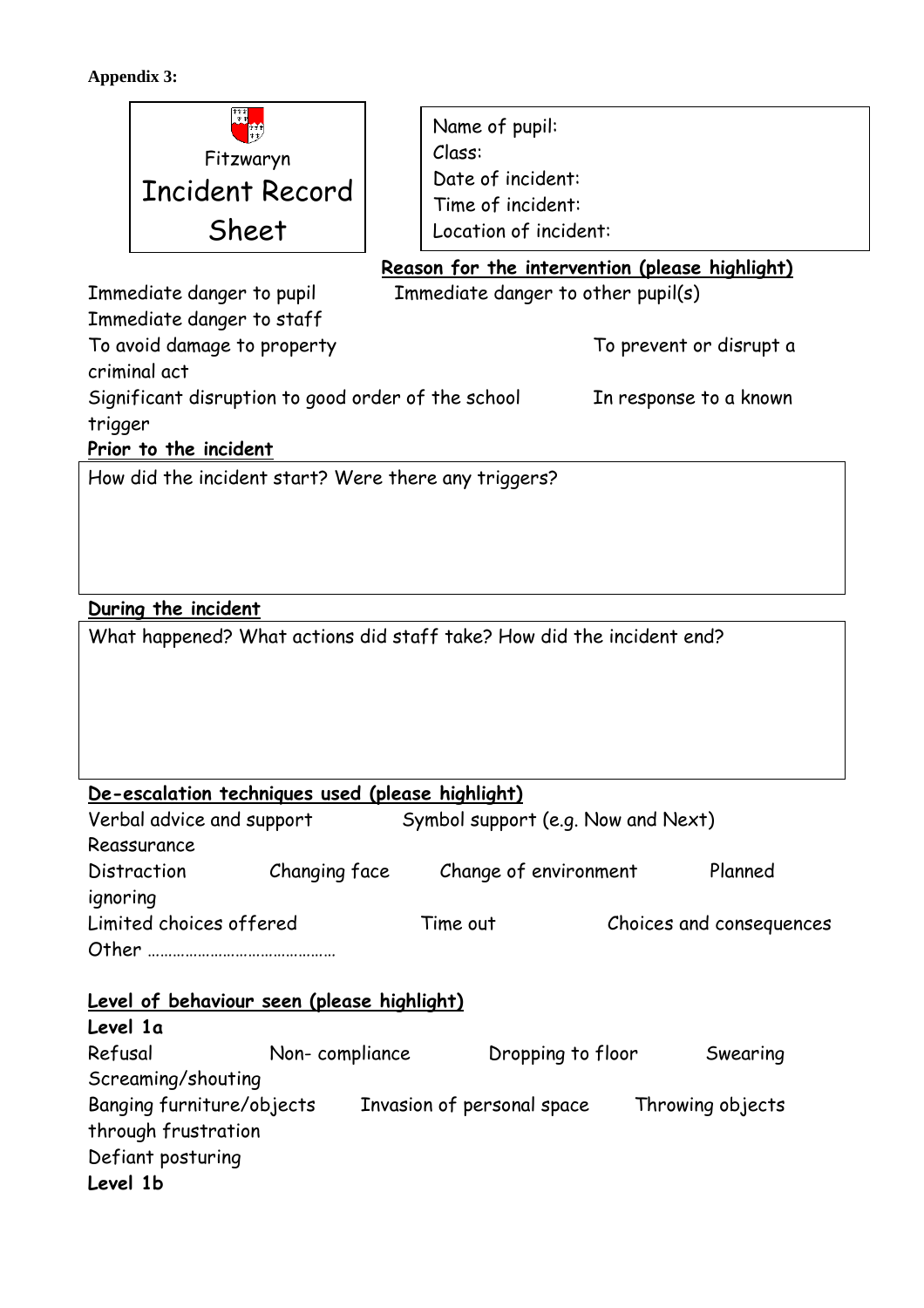**Appendix 3:**

Fitzwaryn
Incident Record Sheet

Name of pupil:
Class:
Date of incident:
Time of incident:
Location of incident:

**Reason for the intervention (please highlight)**

Immediate danger to pupil    Immediate danger to other pupil(s)
Immediate danger to staff
To avoid damage to property    To prevent or disrupt a criminal act
Significant disruption to good order of the school    In response to a known trigger

**Prior to the incident**

How did the incident start? Were there any triggers?

**During the incident**

What happened? What actions did staff take? How did the incident end?

**De-escalation techniques used (please highlight)**

Verbal advice and support    Symbol support (e.g. Now and Next)
Reassurance
Distraction    Changing face    Change of environment    Planned ignoring
Limited choices offered    Time out    Choices and consequences
Other ……………………………………

**Level of behaviour seen (please highlight)**

**Level 1a**

Refusal    Non- compliance    Dropping to floor    Swearing
Screaming/shouting
Banging furniture/objects    Invasion of personal space    Throwing objects through frustration
Defiant posturing

**Level 1b**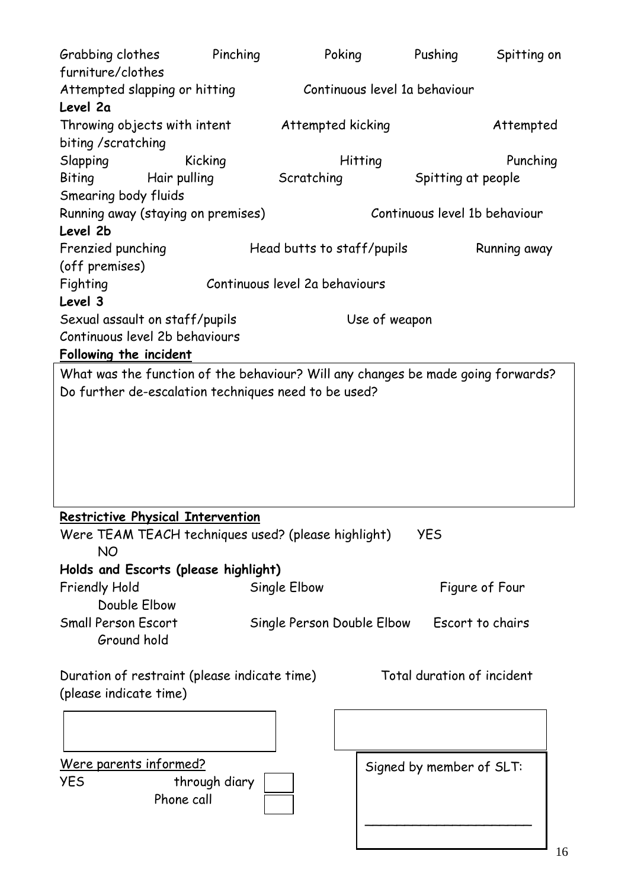Grabbing clothes Pinching Poking Pushing Spitting on furniture/clothes
Attempted slapping or hitting Continuous level 1a behaviour

**Level 2a**

Throwing objects with intent Attempted kicking Attempted biting /scratching
Slapping Kicking Hitting Punching
Biting Hair pulling Scratching Spitting at people
Smearing body fluids
Running away (staying on premises) Continuous level 1b behaviour

**Level 2b**

Frenzied punching Head butts to staff/pupils Running away (off premises)
Fighting Continuous level 2a behaviours

**Level 3**

Sexual assault on staff/pupils Use of weapon
Continuous level 2b behaviours

**Following the incident**

| What was the function of the behaviour? Will any changes be made going forwards? Do further de-escalation techniques need to be used? |
|---|
| |

**Restrictive Physical Intervention**

Were TEAM TEACH techniques used? (please highlight) YES NO

**Holds and Escorts (please highlight)**

Friendly Hold Single Elbow Figure of Four Double Elbow
Small Person Escort Single Person Double Elbow Escort to chairs Ground hold

Duration of restraint (please indicate time) Total duration of incident (please indicate time)

| | |
|---|---|
| | |

Were parents informed?
YES through diary ☐
Phone call ☐

Signed by member of SLT:

______________________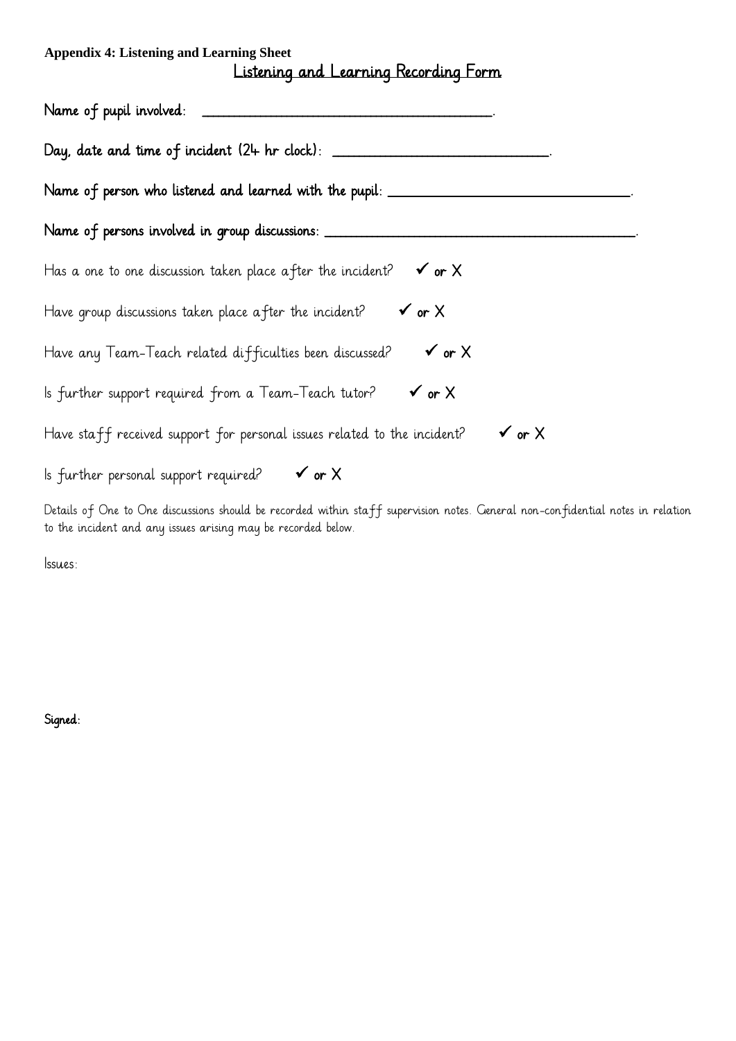**Appendix 4: Listening and Learning Sheet**

# Listening and Learning Recording Form

**Name of pupil involved:** ________________________________________.

**Day, date and time of incident (24 hr clock):** ______________________________.

**Name of person who listened and learned with the pupil:** _________________________________.

**Name of persons involved in group discussions:** ___________________________________________.

Has a one to one discussion taken place after the incident? ✓ **or** X

Have group discussions taken place after the incident? ✓ **or** X

Have any Team-Teach related difficulties been discussed? ✓ **or** X

Is further support required from a Team-Teach tutor? ✓ **or** X

Have staff received support for personal issues related to the incident? ✓ **or** X

Is further personal support required? ✓ **or** X

Details of One to One discussions should be recorded within staff supervision notes. General non-confidential notes in relation to the incident and any issues arising may be recorded below.

Issues:

**Signed:**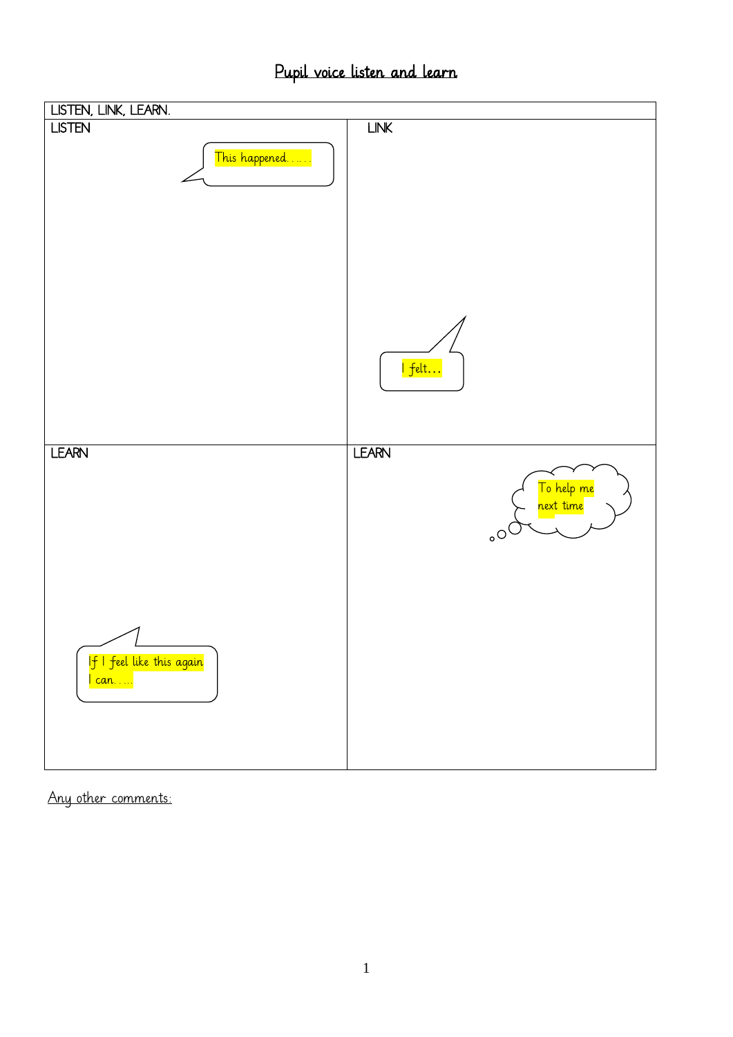# Pupil voice listen and learn

| LISTEN, LINK, LEARN. | |
|---|---|
| LISTEN<br><br>This happened…… | LINK<br><br>I felt… |
| LEARN<br><br>If I feel like this again I can….. | LEARN<br><br>To help me next time |

Any other comments: